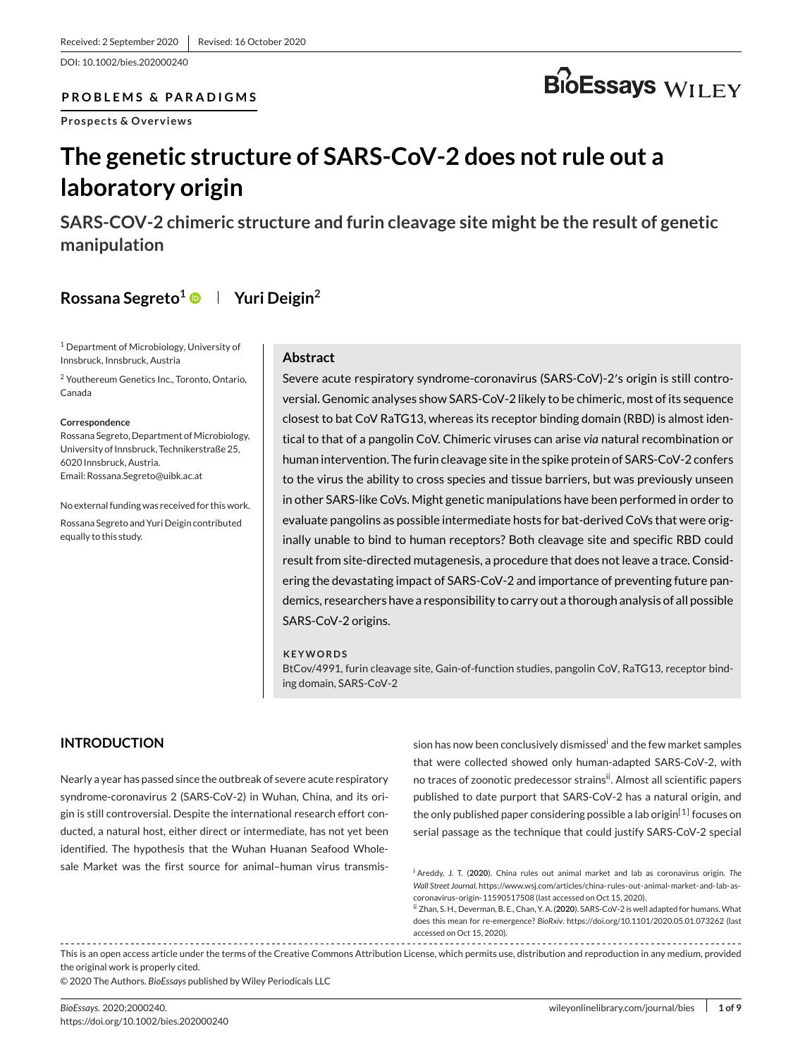Received: 2 September 2020 | Revised: 16 October 2020

DOI: 10.1002/bies.202000240

**PROBLEMS & PARADIGMS**

**Prospects & Overviews**

# The genetic structure of SARS-CoV-2 does not rule out a laboratory origin

## SARS-COV-2 chimeric structure and furin cleavage site might be the result of genetic manipulation

**Rossana Segreto**[1] | **Yuri Deigin**[2]

[1] Department of Microbiology, University of Innsbruck, Innsbruck, Austria

[2] Youthereum Genetics Inc., Toronto, Ontario, Canada

**Correspondence**
Rossana Segreto, Department of Microbiology, University of Innsbruck, Technikerstraße 25, 6020 Innsbruck, Austria.
Email: Rossana.Segreto@uibk.ac.at

No external funding was received for this work.

Rossana Segreto and Yuri Deigin contributed equally to this study.

### Abstract

Severe acute respiratory syndrome-coronavirus (SARS-CoV)-2′s origin is still controversial. Genomic analyses show SARS-CoV-2 likely to be chimeric, most of its sequence closest to bat CoV RaTG13, whereas its receptor binding domain (RBD) is almost identical to that of a pangolin CoV. Chimeric viruses can arise *via* natural recombination or human intervention. The furin cleavage site in the spike protein of SARS-CoV-2 confers to the virus the ability to cross species and tissue barriers, but was previously unseen in other SARS-like CoVs. Might genetic manipulations have been performed in order to evaluate pangolins as possible intermediate hosts for bat-derived CoVs that were originally unable to bind to human receptors? Both cleavage site and specific RBD could result from site-directed mutagenesis, a procedure that does not leave a trace. Considering the devastating impact of SARS-CoV-2 and importance of preventing future pandemics, researchers have a responsibility to carry out a thorough analysis of all possible SARS-CoV-2 origins.

**KEYWORDS**

BtCov/4991, furin cleavage site, Gain-of-function studies, pangolin CoV, RaTG13, receptor binding domain, SARS-CoV-2

## INTRODUCTION

Nearly a year has passed since the outbreak of severe acute respiratory syndrome-coronavirus 2 (SARS-CoV-2) in Wuhan, China, and its origin is still controversial. Despite the international research effort conducted, a natural host, either direct or intermediate, has not yet been identified. The hypothesis that the Wuhan Huanan Seafood Wholesale Market was the first source for animal–human virus transmission has now been conclusively dismissed[i] and the few market samples that were collected showed only human-adapted SARS-CoV-2, with no traces of zoonotic predecessor strains[ii]. Almost all scientific papers published to date purport that SARS-CoV-2 has a natural origin, and the only published paper considering possible a lab origin[1] focuses on serial passage as the technique that could justify SARS-CoV-2 special

[i] Areddy, J. T. (**2020**). China rules out animal market and lab as coronavirus origin. *The Wall Street Journal*. https://www.wsj.com/articles/china-rules-out-animal-market-and-lab-as-coronavirus-origin-11590517508 (last accessed on Oct 15, 2020).

[ii] Zhan, S. H., Deverman, B. E., Chan, Y. A. (**2020**). SARS-CoV-2 is well adapted for humans. What does this mean for re-emergence? *BioRxiv*. https://doi.org/10.1101/2020.05.01.073262 (last accessed on Oct 15, 2020).

This is an open access article under the terms of the Creative Commons Attribution License, which permits use, distribution and reproduction in any medium, provided the original work is properly cited.

© 2020 The Authors. *BioEssays* published by Wiley Periodicals LLC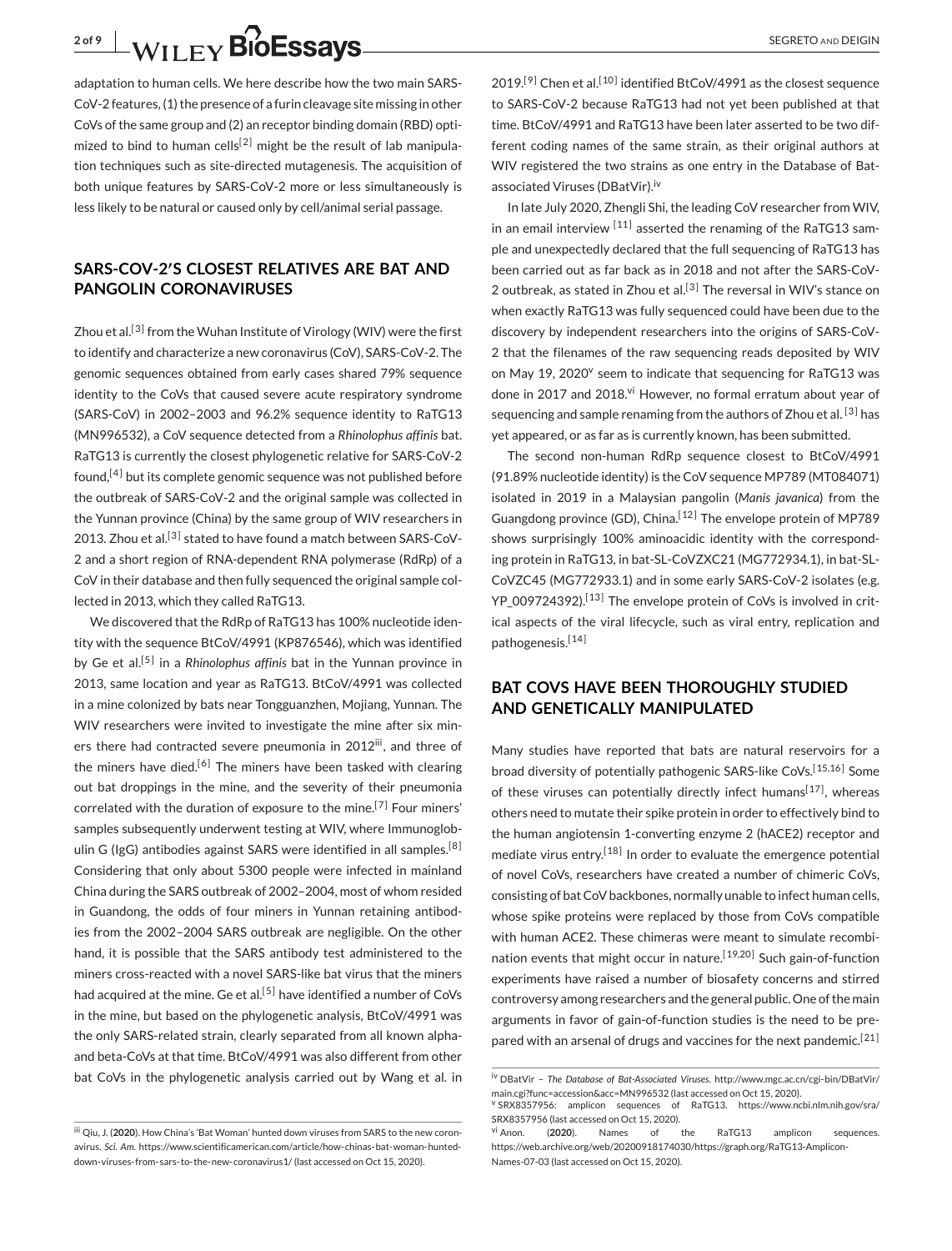adaptation to human cells. We here describe how the two main SARS-CoV-2 features, (1) the presence of a furin cleavage site missing in other CoVs of the same group and (2) an receptor binding domain (RBD) optimized to bind to human cells[2] might be the result of lab manipulation techniques such as site-directed mutagenesis. The acquisition of both unique features by SARS-CoV-2 more or less simultaneously is less likely to be natural or caused only by cell/animal serial passage.

## SARS-COV-2'S CLOSEST RELATIVES ARE BAT AND PANGOLIN CORONAVIRUSES

Zhou et al.[3] from the Wuhan Institute of Virology (WIV) were the first to identify and characterize a new coronavirus (CoV), SARS-CoV-2. The genomic sequences obtained from early cases shared 79% sequence identity to the CoVs that caused severe acute respiratory syndrome (SARS-CoV) in 2002–2003 and 96.2% sequence identity to RaTG13 (MN996532), a CoV sequence detected from a *Rhinolophus affinis* bat. RaTG13 is currently the closest phylogenetic relative for SARS-CoV-2 found,[4] but its complete genomic sequence was not published before the outbreak of SARS-CoV-2 and the original sample was collected in the Yunnan province (China) by the same group of WIV researchers in 2013. Zhou et al.[3] stated to have found a match between SARS-CoV-2 and a short region of RNA-dependent RNA polymerase (RdRp) of a CoV in their database and then fully sequenced the original sample collected in 2013, which they called RaTG13.

We discovered that the RdRp of RaTG13 has 100% nucleotide identity with the sequence BtCoV/4991 (KP876546), which was identified by Ge et al.[5] in a *Rhinolophus affinis* bat in the Yunnan province in 2013, same location and year as RaTG13. BtCoV/4991 was collected in a mine colonized by bats near Tongguanzhen, Mojiang, Yunnan. The WIV researchers were invited to investigate the mine after six miners there had contracted severe pneumonia in 2012[iii], and three of the miners have died.[6] The miners have been tasked with clearing out bat droppings in the mine, and the severity of their pneumonia correlated with the duration of exposure to the mine.[7] Four miners' samples subsequently underwent testing at WIV, where Immunoglobulin G (IgG) antibodies against SARS were identified in all samples.[8] Considering that only about 5300 people were infected in mainland China during the SARS outbreak of 2002–2004, most of whom resided in Guandong, the odds of four miners in Yunnan retaining antibodies from the 2002–2004 SARS outbreak are negligible. On the other hand, it is possible that the SARS antibody test administered to the miners cross-reacted with a novel SARS-like bat virus that the miners had acquired at the mine. Ge et al.[5] have identified a number of CoVs in the mine, but based on the phylogenetic analysis, BtCoV/4991 was the only SARS-related strain, clearly separated from all known alpha- and beta-CoVs at that time. BtCoV/4991 was also different from other bat CoVs in the phylogenetic analysis carried out by Wang et al. in 2019.[9] Chen et al.[10] identified BtCoV/4991 as the closest sequence to SARS-CoV-2 because RaTG13 had not yet been published at that time. BtCoV/4991 and RaTG13 have been later asserted to be two different coding names of the same strain, as their original authors at WIV registered the two strains as one entry in the Database of Bat-associated Viruses (DBatVir).[iv]

In late July 2020, Zhengli Shi, the leading CoV researcher from WIV, in an email interview [11] asserted the renaming of the RaTG13 sample and unexpectedly declared that the full sequencing of RaTG13 has been carried out as far back as in 2018 and not after the SARS-CoV-2 outbreak, as stated in Zhou et al.[3] The reversal in WIV's stance on when exactly RaTG13 was fully sequenced could have been due to the discovery by independent researchers into the origins of SARS-CoV-2 that the filenames of the raw sequencing reads deposited by WIV on May 19, 2020[v] seem to indicate that sequencing for RaTG13 was done in 2017 and 2018.[vi] However, no formal erratum about year of sequencing and sample renaming from the authors of Zhou et al. [3] has yet appeared, or as far as is currently known, has been submitted.

The second non-human RdRp sequence closest to BtCoV/4991 (91.89% nucleotide identity) is the CoV sequence MP789 (MT084071) isolated in 2019 in a Malaysian pangolin (*Manis javanica*) from the Guangdong province (GD), China.[12] The envelope protein of MP789 shows surprisingly 100% aminoacidic identity with the corresponding protein in RaTG13, in bat-SL-CoVZXC21 (MG772934.1), in bat-SL-CoVZC45 (MG772933.1) and in some early SARS-CoV-2 isolates (e.g. YP_009724392).[13] The envelope protein of CoVs is involved in critical aspects of the viral lifecycle, such as viral entry, replication and pathogenesis.[14]

## BAT COVS HAVE BEEN THOROUGHLY STUDIED AND GENETICALLY MANIPULATED

Many studies have reported that bats are natural reservoirs for a broad diversity of potentially pathogenic SARS-like CoVs.[15,16] Some of these viruses can potentially directly infect humans[17], whereas others need to mutate their spike protein in order to effectively bind to the human angiotensin 1-converting enzyme 2 (hACE2) receptor and mediate virus entry.[18] In order to evaluate the emergence potential of novel CoVs, researchers have created a number of chimeric CoVs, consisting of bat CoV backbones, normally unable to infect human cells, whose spike proteins were replaced by those from CoVs compatible with human ACE2. These chimeras were meant to simulate recombination events that might occur in nature.[19,20] Such gain-of-function experiments have raised a number of biosafety concerns and stirred controversy among researchers and the general public. One of the main arguments in favor of gain-of-function studies is the need to be prepared with an arsenal of drugs and vaccines for the next pandemic.[21]

---

[iii] Qiu, J. (**2020**). How China's 'Bat Woman' hunted down viruses from SARS to the new coronavirus. *Sci. Am.* https://www.scientificamerican.com/article/how-chinas-bat-woman-hunted-down-viruses-from-sars-to-the-new-coronavirus1/ (last accessed on Oct 15, 2020).

[iv] DBatVir – *The Database of Bat-Associated Viruses*. http://www.mgc.ac.cn/cgi-bin/DBatVir/main.cgi?func=accession&acc=MN996532 (last accessed on Oct 15, 2020).

[v] SRX8357956: amplicon sequences of RaTG13. https://www.ncbi.nlm.nih.gov/sra/SRX8357956 (last accessed on Oct 15, 2020).

[vi] Anon. (**2020**). Names of the RaTG13 amplicon sequences. https://web.archive.org/web/20200918174030/https://graph.org/RaTG13-Amplicon-Names-07-03 (last accessed on Oct 15, 2020).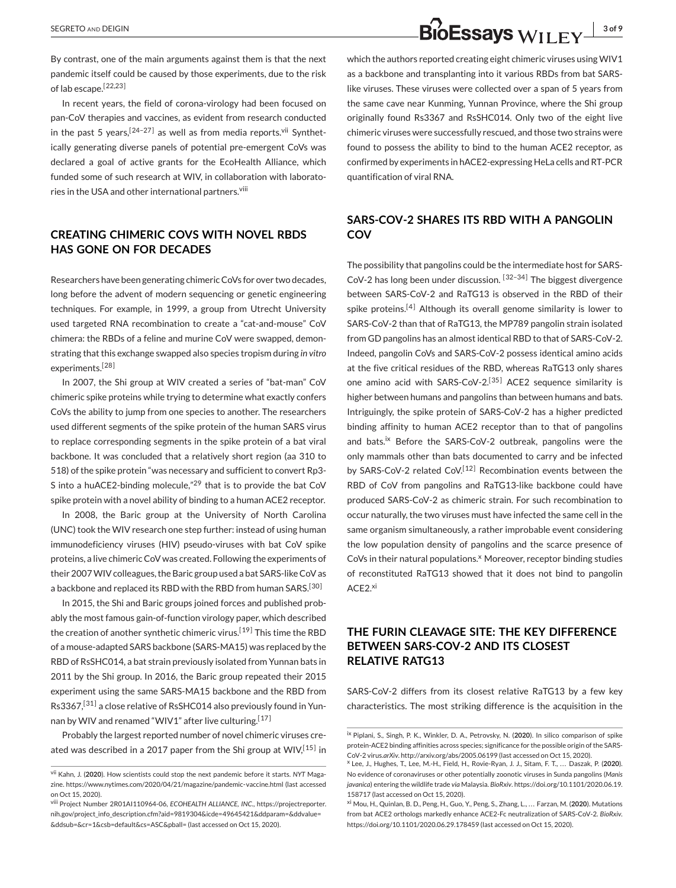By contrast, one of the main arguments against them is that the next pandemic itself could be caused by those experiments, due to the risk of lab escape.[22,23]

In recent years, the field of corona-virology had been focused on pan-CoV therapies and vaccines, as evident from research conducted in the past 5 years,[24–27] as well as from media reports.[vii] Synthetically generating diverse panels of potential pre-emergent CoVs was declared a goal of active grants for the EcoHealth Alliance, which funded some of such research at WIV, in collaboration with laboratories in the USA and other international partners.[viii]

## CREATING CHIMERIC COVS WITH NOVEL RBDS HAS GONE ON FOR DECADES

Researchers have been generating chimeric CoVs for over two decades, long before the advent of modern sequencing or genetic engineering techniques. For example, in 1999, a group from Utrecht University used targeted RNA recombination to create a "cat-and-mouse" CoV chimera: the RBDs of a feline and murine CoV were swapped, demonstrating that this exchange swapped also species tropism during *in vitro* experiments.[28]

In 2007, the Shi group at WIV created a series of "bat-man" CoV chimeric spike proteins while trying to determine what exactly confers CoVs the ability to jump from one species to another. The researchers used different segments of the spike protein of the human SARS virus to replace corresponding segments in the spike protein of a bat viral backbone. It was concluded that a relatively short region (aa 310 to 518) of the spike protein "was necessary and sufficient to convert Rp3-S into a huACE2-binding molecule,"[29] that is to provide the bat CoV spike protein with a novel ability of binding to a human ACE2 receptor.

In 2008, the Baric group at the University of North Carolina (UNC) took the WIV research one step further: instead of using human immunodeficiency viruses (HIV) pseudo-viruses with bat CoV spike proteins, a live chimeric CoV was created. Following the experiments of their 2007 WIV colleagues, the Baric group used a bat SARS-like CoV as a backbone and replaced its RBD with the RBD from human SARS.[30]

In 2015, the Shi and Baric groups joined forces and published probably the most famous gain-of-function virology paper, which described the creation of another synthetic chimeric virus.[19] This time the RBD of a mouse-adapted SARS backbone (SARS-MA15) was replaced by the RBD of RsSHC014, a bat strain previously isolated from Yunnan bats in 2011 by the Shi group. In 2016, the Baric group repeated their 2015 experiment using the same SARS-MA15 backbone and the RBD from Rs3367,[31] a close relative of RsSHC014 also previously found in Yunnan by WIV and renamed "WIV1" after live culturing.[17]

Probably the largest reported number of novel chimeric viruses created was described in a 2017 paper from the Shi group at WIV,[15] in which the authors reported creating eight chimeric viruses using WIV1 as a backbone and transplanting into it various RBDs from bat SARS-like viruses. These viruses were collected over a span of 5 years from the same cave near Kunming, Yunnan Province, where the Shi group originally found Rs3367 and RsSHC014. Only two of the eight live chimeric viruses were successfully rescued, and those two strains were found to possess the ability to bind to the human ACE2 receptor, as confirmed by experiments in hACE2-expressing HeLa cells and RT-PCR quantification of viral RNA.

## SARS-COV-2 SHARES ITS RBD WITH A PANGOLIN COV

The possibility that pangolins could be the intermediate host for SARS-CoV-2 has long been under discussion. [32–34] The biggest divergence between SARS-CoV-2 and RaTG13 is observed in the RBD of their spike proteins.[4] Although its overall genome similarity is lower to SARS-CoV-2 than that of RaTG13, the MP789 pangolin strain isolated from GD pangolins has an almost identical RBD to that of SARS-CoV-2. Indeed, pangolin CoVs and SARS-CoV-2 possess identical amino acids at the five critical residues of the RBD, whereas RaTG13 only shares one amino acid with SARS-CoV-2.[35] ACE2 sequence similarity is higher between humans and pangolins than between humans and bats. Intriguingly, the spike protein of SARS-CoV-2 has a higher predicted binding affinity to human ACE2 receptor than to that of pangolins and bats.[ix] Before the SARS-CoV-2 outbreak, pangolins were the only mammals other than bats documented to carry and be infected by SARS-CoV-2 related CoV.[12] Recombination events between the RBD of CoV from pangolins and RaTG13-like backbone could have produced SARS-CoV-2 as chimeric strain. For such recombination to occur naturally, the two viruses must have infected the same cell in the same organism simultaneously, a rather improbable event considering the low population density of pangolins and the scarce presence of CoVs in their natural populations.[x] Moreover, receptor binding studies of reconstituted RaTG13 showed that it does not bind to pangolin ACE2.[xi]

## THE FURIN CLEAVAGE SITE: THE KEY DIFFERENCE BETWEEN SARS-COV-2 AND ITS CLOSEST RELATIVE RATG13

SARS-CoV-2 differs from its closest relative RaTG13 by a few key characteristics. The most striking difference is the acquisition in the

---

[vii] Kahn, J. (**2020**). How scientists could stop the next pandemic before it starts. *NYT* Magazine. https://www.nytimes.com/2020/04/21/magazine/pandemic-vaccine.html (last accessed on Oct 15, 2020).

[viii] Project Number 2R01AI110964-06, *ECOHEALTH ALLIANCE, INC.*, https://projectreporter.nih.gov/project_info_description.cfm?aid=9819304&icde=49645421&ddparam=&ddvalue=&ddsub=&cr=1&csb=default&cs=ASC&pball= (last accessed on Oct 15, 2020).

[ix] Piplani, S., Singh, P. K., Winkler, D. A., Petrovsky, N. (**2020**). In silico comparison of spike protein-ACE2 binding affinities across species; significance for the possible origin of the SARS-CoV-2 virus.*arXiv*. http://arxiv.org/abs/2005.06199 (last accessed on Oct 15, 2020).

[x] Lee, J., Hughes, T., Lee, M.-H., Field, H., Rovie-Ryan, J. J., Sitam, F. T., … Daszak, P. (**2020**). No evidence of coronaviruses or other potentially zoonotic viruses in Sunda pangolins (*Manis javanica*) entering the wildlife trade *via* Malaysia. *BioRxiv*. https://doi.org/10.1101/2020.06.19.158717 (last accessed on Oct 15, 2020).

[xi] Mou, H., Quinlan, B. D., Peng, H., Guo, Y., Peng, S., Zhang, L., … Farzan, M. (**2020**). Mutations from bat ACE2 orthologs markedly enhance ACE2-Fc neutralization of SARS-CoV-2. *BioRxiv*. https://doi.org/10.1101/2020.06.29.178459 (last accessed on Oct 15, 2020).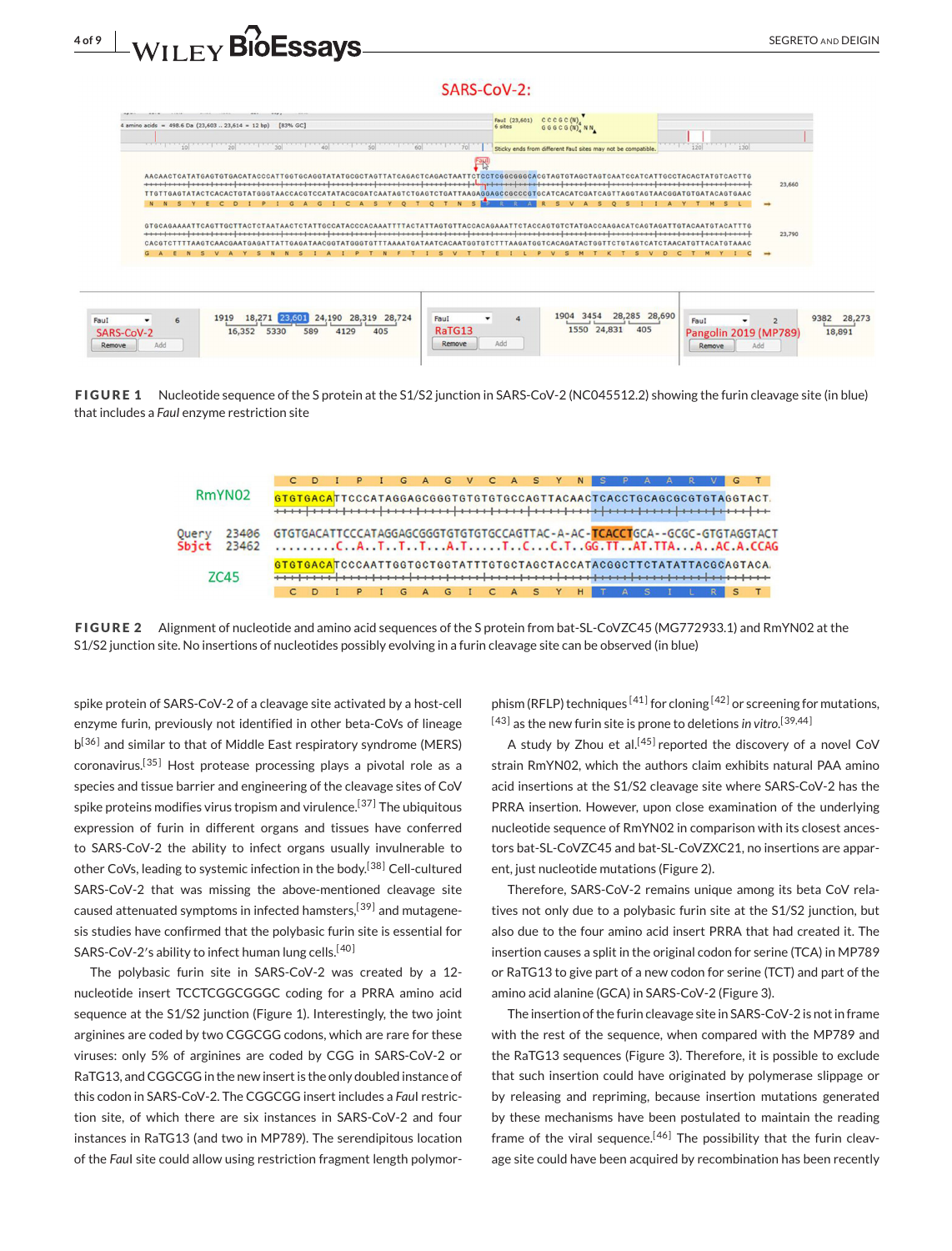**FIGURE 1** Nucleotide sequence of the S protein at the S1/S2 junction in SARS-CoV-2 (NC045512.2) showing the furin cleavage site (in blue) that includes a *Fau*I enzyme restriction site

**FIGURE 2** Alignment of nucleotide and amino acid sequences of the S protein from bat-SL-CoVZC45 (MG772933.1) and RmYN02 at the S1/S2 junction site. No insertions of nucleotides possibly evolving in a furin cleavage site can be observed (in blue)

spike protein of SARS-CoV-2 of a cleavage site activated by a host-cell enzyme furin, previously not identified in other beta-CoVs of lineage b[36] and similar to that of Middle East respiratory syndrome (MERS) coronavirus.[35] Host protease processing plays a pivotal role as a species and tissue barrier and engineering of the cleavage sites of CoV spike proteins modifies virus tropism and virulence.[37] The ubiquitous expression of furin in different organs and tissues have conferred to SARS-CoV-2 the ability to infect organs usually invulnerable to other CoVs, leading to systemic infection in the body.[38] Cell-cultured SARS-CoV-2 that was missing the above-mentioned cleavage site caused attenuated symptoms in infected hamsters,[39] and mutagenesis studies have confirmed that the polybasic furin site is essential for SARS-CoV-2's ability to infect human lung cells.[40]

The polybasic furin site in SARS-CoV-2 was created by a 12-nucleotide insert TCCTCGGCGGGC coding for a PRRA amino acid sequence at the S1/S2 junction (Figure 1). Interestingly, the two joint arginines are coded by two CGGCGG codons, which are rare for these viruses: only 5% of arginines are coded by CGG in SARS-CoV-2 or RaTG13, and CGGCGG in the new insert is the only doubled instance of this codon in SARS-CoV-2. The CGGCGG insert includes a *Fau*I restriction site, of which there are six instances in SARS-CoV-2 and four instances in RaTG13 (and two in MP789). The serendipitous location of the *Fau*I site could allow using restriction fragment length polymorphism (RFLP) techniques[41] for cloning[42] or screening for mutations,[43] as the new furin site is prone to deletions *in vitro*.[39,44]

A study by Zhou et al.[45] reported the discovery of a novel CoV strain RmYN02, which the authors claim exhibits natural PAA amino acid insertions at the S1/S2 cleavage site where SARS-CoV-2 has the PRRA insertion. However, upon close examination of the underlying nucleotide sequence of RmYN02 in comparison with its closest ancestors bat-SL-CoVZC45 and bat-SL-CoVZXC21, no insertions are apparent, just nucleotide mutations (Figure 2).

Therefore, SARS-CoV-2 remains unique among its beta CoV relatives not only due to a polybasic furin site at the S1/S2 junction, but also due to the four amino acid insert PRRA that had created it. The insertion causes a split in the original codon for serine (TCA) in MP789 or RaTG13 to give part of a new codon for serine (TCT) and part of the amino acid alanine (GCA) in SARS-CoV-2 (Figure 3).

The insertion of the furin cleavage site in SARS-CoV-2 is not in frame with the rest of the sequence, when compared with the MP789 and the RaTG13 sequences (Figure 3). Therefore, it is possible to exclude that such insertion could have originated by polymerase slippage or by releasing and repriming, because insertion mutations generated by these mechanisms have been postulated to maintain the reading frame of the viral sequence.[46] The possibility that the furin cleavage site could have been acquired by recombination has been recently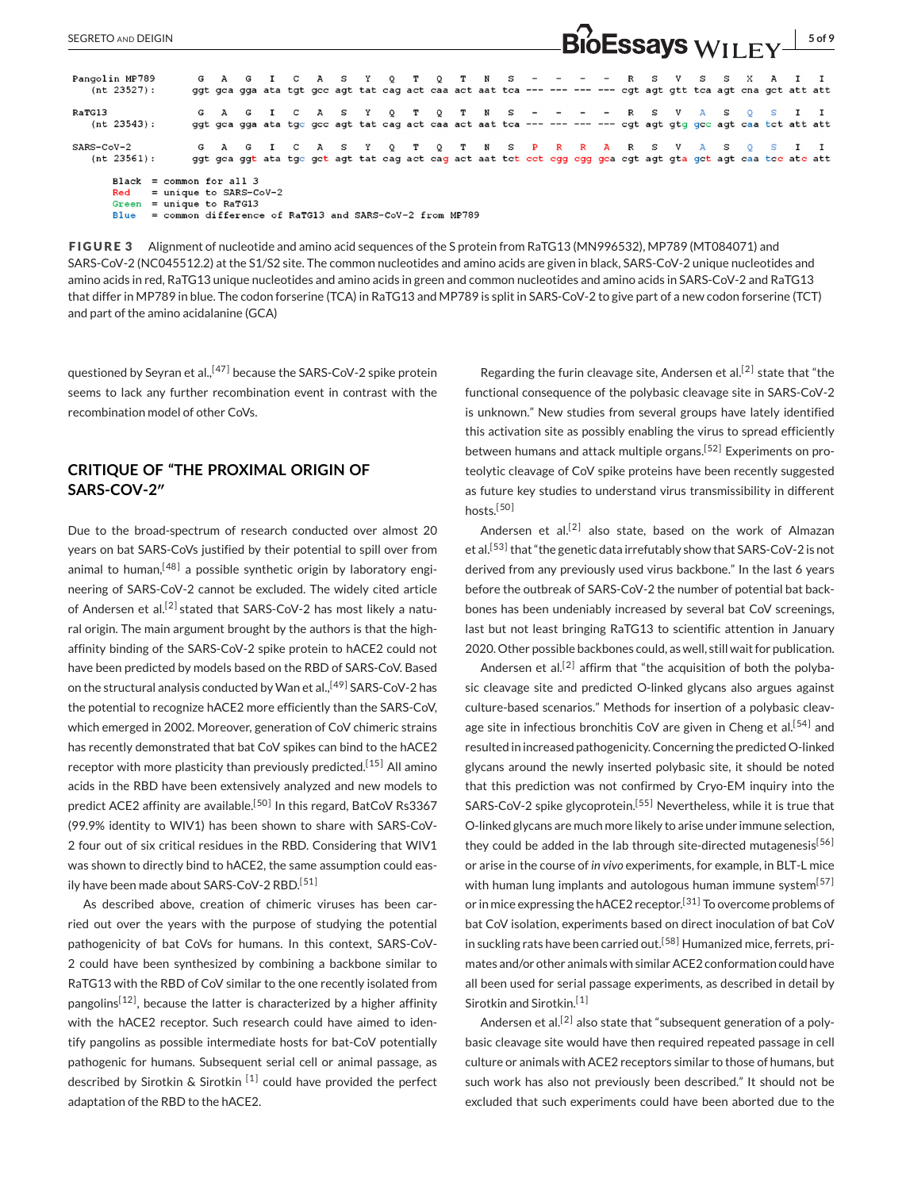```
Pangolin MP789      G   A   G   I   C   A   S   Y   Q   T   Q   T   N   S   -   -   -   -   R   S   V   S   S   X   A   I   I
   (nt 23527):     ggt gca gga ata tgt gcc agt tat cag act caa act aat tca --- --- --- --- cgt agt gtt tca agt cna gct att att

RaTG13              G   A   G   I   C   A   S   Y   Q   T   Q   T   N   S   -   -   -   -   R   S   V   A   S   Q   S   I   I
   (nt 23543):     ggt gca gga ata tgc gcc agt tat cag act caa act aat tca --- --- --- --- cgt agt gtg gcc agt caa tct att att

SARS-CoV-2          G   A   G   I   C   A   S   Y   Q   T   Q   T   N   S   P   R   R   A   R   S   V   A   S   Q   S   I   I
   (nt 23561):     ggt gca ggt ata tgc gct agt tat cag act cag act aat tct cct cgg cgg gca cgt agt gta gct agt caa tcc atc att

Black = common for all 3
Red   = unique to SARS-CoV-2
Green = unique to RaTG13
Blue  = common difference of RaTG13 and SARS-CoV-2 from MP789
```

**FIGURE 3** Alignment of nucleotide and amino acid sequences of the S protein from RaTG13 (MN996532), MP789 (MT084071) and SARS-CoV-2 (NC045512.2) at the S1/S2 site. The common nucleotides and amino acids are given in black, SARS-CoV-2 unique nucleotides and amino acids in red, RaTG13 unique nucleotides and amino acids in green and common nucleotides and amino acids in SARS-CoV-2 and RaTG13 that differ in MP789 in blue. The codon forserine (TCA) in RaTG13 and MP789 is split in SARS-CoV-2 to give part of a new codon forserine (TCT) and part of the amino acidalanine (GCA)

questioned by Seyran et al.,[47] because the SARS-CoV-2 spike protein seems to lack any further recombination event in contrast with the recombination model of other CoVs.

## CRITIQUE OF "THE PROXIMAL ORIGIN OF SARS-COV-2"

Due to the broad-spectrum of research conducted over almost 20 years on bat SARS-CoVs justified by their potential to spill over from animal to human,[48] a possible synthetic origin by laboratory engineering of SARS-CoV-2 cannot be excluded. The widely cited article of Andersen et al.[2] stated that SARS-CoV-2 has most likely a natural origin. The main argument brought by the authors is that the high-affinity binding of the SARS-CoV-2 spike protein to hACE2 could not have been predicted by models based on the RBD of SARS-CoV. Based on the structural analysis conducted by Wan et al.,[49] SARS-CoV-2 has the potential to recognize hACE2 more efficiently than the SARS-CoV, which emerged in 2002. Moreover, generation of CoV chimeric strains has recently demonstrated that bat CoV spikes can bind to the hACE2 receptor with more plasticity than previously predicted.[15] All amino acids in the RBD have been extensively analyzed and new models to predict ACE2 affinity are available.[50] In this regard, BatCoV Rs3367 (99.9% identity to WIV1) has been shown to share with SARS-CoV-2 four out of six critical residues in the RBD. Considering that WIV1 was shown to directly bind to hACE2, the same assumption could easily have been made about SARS-CoV-2 RBD.[51]

As described above, creation of chimeric viruses has been carried out over the years with the purpose of studying the potential pathogenicity of bat CoVs for humans. In this context, SARS-CoV-2 could have been synthesized by combining a backbone similar to RaTG13 with the RBD of CoV similar to the one recently isolated from pangolins[12], because the latter is characterized by a higher affinity with the hACE2 receptor. Such research could have aimed to identify pangolins as possible intermediate hosts for bat-CoV potentially pathogenic for humans. Subsequent serial cell or animal passage, as described by Sirotkin & Sirotkin [1] could have provided the perfect adaptation of the RBD to the hACE2.

Regarding the furin cleavage site, Andersen et al.[2] state that "the functional consequence of the polybasic cleavage site in SARS-CoV-2 is unknown." New studies from several groups have lately identified this activation site as possibly enabling the virus to spread efficiently between humans and attack multiple organs.[52] Experiments on proteolytic cleavage of CoV spike proteins have been recently suggested as future key studies to understand virus transmissibility in different hosts.[50]

Andersen et al.[2] also state, based on the work of Almazan et al.[53] that "the genetic data irrefutably show that SARS-CoV-2 is not derived from any previously used virus backbone." In the last 6 years before the outbreak of SARS-CoV-2 the number of potential bat backbones has been undeniably increased by several bat CoV screenings, last but not least bringing RaTG13 to scientific attention in January 2020. Other possible backbones could, as well, still wait for publication.

Andersen et al.[2] affirm that "the acquisition of both the polybasic cleavage site and predicted O-linked glycans also argues against culture-based scenarios." Methods for insertion of a polybasic cleavage site in infectious bronchitis CoV are given in Cheng et al.[54] and resulted in increased pathogenicity. Concerning the predicted O-linked glycans around the newly inserted polybasic site, it should be noted that this prediction was not confirmed by Cryo-EM inquiry into the SARS-CoV-2 spike glycoprotein.[55] Nevertheless, while it is true that O-linked glycans are much more likely to arise under immune selection, they could be added in the lab through site-directed mutagenesis[56] or arise in the course of *in vivo* experiments, for example, in BLT-L mice with human lung implants and autologous human immune system[57] or in mice expressing the hACE2 receptor.[31] To overcome problems of bat CoV isolation, experiments based on direct inoculation of bat CoV in suckling rats have been carried out.[58] Humanized mice, ferrets, primates and/or other animals with similar ACE2 conformation could have all been used for serial passage experiments, as described in detail by Sirotkin and Sirotkin.[1]

Andersen et al.[2] also state that "subsequent generation of a polybasic cleavage site would have then required repeated passage in cell culture or animals with ACE2 receptors similar to those of humans, but such work has also not previously been described." It should not be excluded that such experiments could have been aborted due to the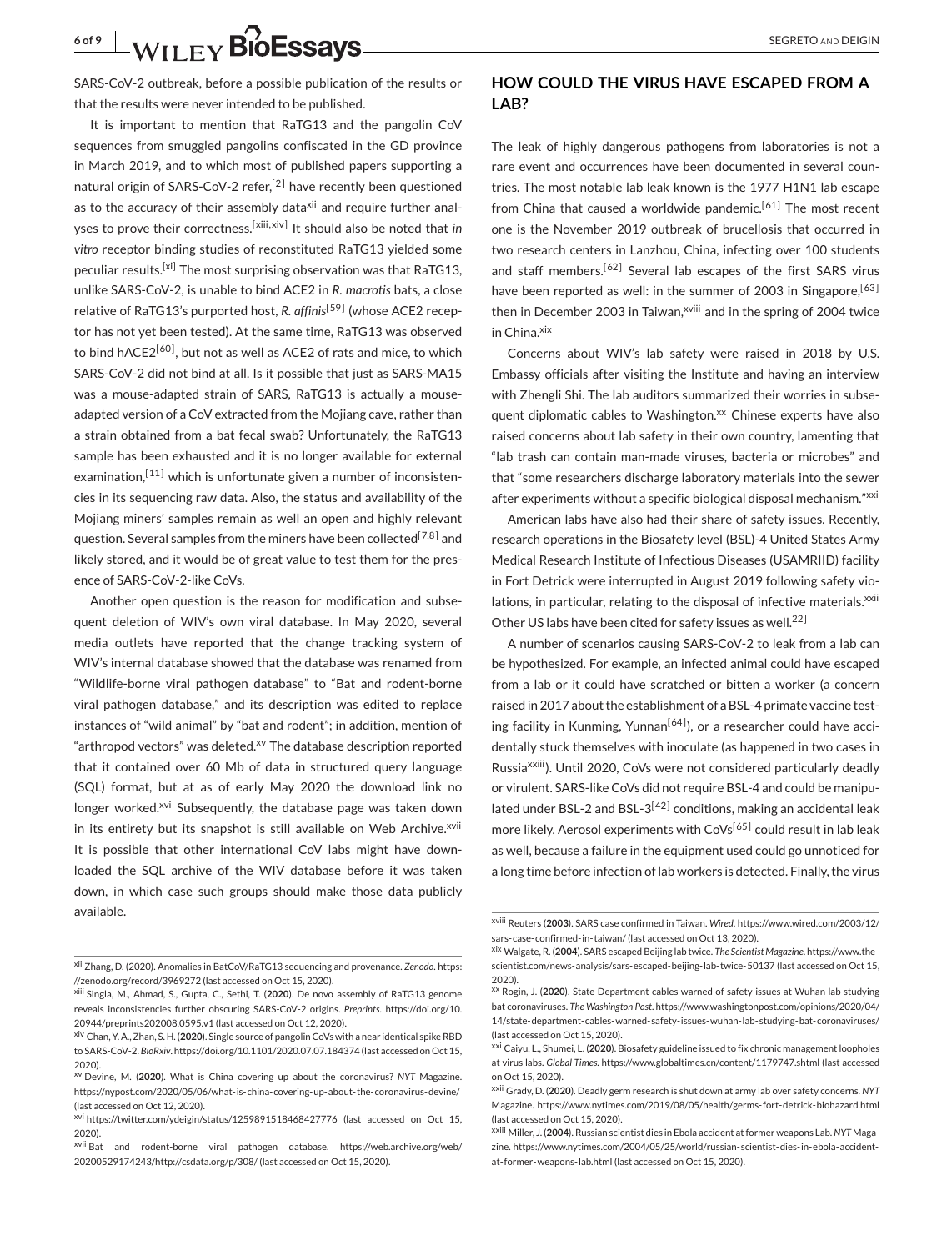SARS-CoV-2 outbreak, before a possible publication of the results or that the results were never intended to be published.

It is important to mention that RaTG13 and the pangolin CoV sequences from smuggled pangolins confiscated in the GD province in March 2019, and to which most of published papers supporting a natural origin of SARS-CoV-2 refer,[2] have recently been questioned as to the accuracy of their assembly data[xii] and require further analyses to prove their correctness.[xiii,xiv] It should also be noted that *in vitro* receptor binding studies of reconstituted RaTG13 yielded some peculiar results.[xi] The most surprising observation was that RaTG13, unlike SARS-CoV-2, is unable to bind ACE2 in *R. macrotis* bats, a close relative of RaTG13's purported host, *R. affinis*[59] (whose ACE2 receptor has not yet been tested). At the same time, RaTG13 was observed to bind hACE2[60], but not as well as ACE2 of rats and mice, to which SARS-CoV-2 did not bind at all. Is it possible that just as SARS-MA15 was a mouse-adapted strain of SARS, RaTG13 is actually a mouse-adapted version of a CoV extracted from the Mojiang cave, rather than a strain obtained from a bat fecal swab? Unfortunately, the RaTG13 sample has been exhausted and it is no longer available for external examination,[11] which is unfortunate given a number of inconsistencies in its sequencing raw data. Also, the status and availability of the Mojiang miners' samples remain as well an open and highly relevant question. Several samples from the miners have been collected[7,8] and likely stored, and it would be of great value to test them for the presence of SARS-CoV-2-like CoVs.

Another open question is the reason for modification and subsequent deletion of WIV's own viral database. In May 2020, several media outlets have reported that the change tracking system of WIV's internal database showed that the database was renamed from "Wildlife-borne viral pathogen database" to "Bat and rodent-borne viral pathogen database," and its description was edited to replace instances of "wild animal" by "bat and rodent"; in addition, mention of "arthropod vectors" was deleted.[xv] The database description reported that it contained over 60 Mb of data in structured query language (SQL) format, but at as of early May 2020 the download link no longer worked.[xvi] Subsequently, the database page was taken down in its entirety but its snapshot is still available on Web Archive.[xvii] It is possible that other international CoV labs might have downloaded the SQL archive of the WIV database before it was taken down, in which case such groups should make those data publicly available.

## HOW COULD THE VIRUS HAVE ESCAPED FROM A LAB?

The leak of highly dangerous pathogens from laboratories is not a rare event and occurrences have been documented in several countries. The most notable lab leak known is the 1977 H1N1 lab escape from China that caused a worldwide pandemic.[61] The most recent one is the November 2019 outbreak of brucellosis that occurred in two research centers in Lanzhou, China, infecting over 100 students and staff members.[62] Several lab escapes of the first SARS virus have been reported as well: in the summer of 2003 in Singapore,[63] then in December 2003 in Taiwan,[xviii] and in the spring of 2004 twice in China.[xix]

Concerns about WIV's lab safety were raised in 2018 by U.S. Embassy officials after visiting the Institute and having an interview with Zhengli Shi. The lab auditors summarized their worries in subsequent diplomatic cables to Washington.[xx] Chinese experts have also raised concerns about lab safety in their own country, lamenting that "lab trash can contain man-made viruses, bacteria or microbes" and that "some researchers discharge laboratory materials into the sewer after experiments without a specific biological disposal mechanism."[xxi]

American labs have also had their share of safety issues. Recently, research operations in the Biosafety level (BSL)-4 United States Army Medical Research Institute of Infectious Diseases (USAMRIID) facility in Fort Detrick were interrupted in August 2019 following safety violations, in particular, relating to the disposal of infective materials.[xxii] Other US labs have been cited for safety issues as well.[22]

A number of scenarios causing SARS-CoV-2 to leak from a lab can be hypothesized. For example, an infected animal could have escaped from a lab or it could have scratched or bitten a worker (a concern raised in 2017 about the establishment of a BSL-4 primate vaccine testing facility in Kunming, Yunnan[64]), or a researcher could have accidentally stuck themselves with inoculate (as happened in two cases in Russia[xxiii]). Until 2020, CoVs were not considered particularly deadly or virulent. SARS-like CoVs did not require BSL-4 and could be manipulated under BSL-2 and BSL-3[42] conditions, making an accidental leak more likely. Aerosol experiments with CoVs[65] could result in lab leak as well, because a failure in the equipment used could go unnoticed for a long time before infection of lab workers is detected. Finally, the virus

---

[xii] Zhang, D. (2020). Anomalies in BatCoV/RaTG13 sequencing and provenance. *Zenodo*. https://zenodo.org/record/3969272 (last accessed on Oct 15, 2020).

[xiii] Singla, M., Ahmad, S., Gupta, C., Sethi, T. (**2020**). De novo assembly of RaTG13 genome reveals inconsistencies further obscuring SARS-CoV-2 origins. *Preprints*. https://doi.org/10.20944/preprints202008.0595.v1 (last accessed on Oct 12, 2020).

[xiv] Chan, Y. A., Zhan, S. H. (**2020**). Single source of pangolin CoVs with a near identical spike RBD to SARS-CoV-2. *BioRxiv*. https://doi.org/10.1101/2020.07.07.184374 (last accessed on Oct 15, 2020).

[xv] Devine, M. (**2020**). What is China covering up about the coronavirus? *NYT* Magazine. https://nypost.com/2020/05/06/what-is-china-covering-up-about-the-coronavirus-devine/ (last accessed on Oct 12, 2020).

[xvi] https://twitter.com/ydeigin/status/1259891518468427776 (last accessed on Oct 15, 2020).

[xvii] Bat and rodent-borne viral pathogen database. https://web.archive.org/web/20200529174243/http://csdata.org/p/308/ (last accessed on Oct 15, 2020).

[xviii] Reuters (**2003**). SARS case confirmed in Taiwan. *Wired*. https://www.wired.com/2003/12/sars-case-confirmed-in-taiwan/ (last accessed on Oct 13, 2020).

[xix] Walgate, R. (**2004**). SARS escaped Beijing lab twice. *The Scientist Magazine*. https://www.the-scientist.com/news-analysis/sars-escaped-beijing-lab-twice-50137 (last accessed on Oct 15, 2020).

[xx] Rogin, J. (**2020**). State Department cables warned of safety issues at Wuhan lab studying bat coronaviruses. *The Washington Post*. https://www.washingtonpost.com/opinions/2020/04/14/state-department-cables-warned-safety-issues-wuhan-lab-studying-bat-coronaviruses/ (last accessed on Oct 15, 2020).

[xxi] Caiyu, L., Shumei, L. (**2020**). Biosafety guideline issued to fix chronic management loopholes at virus labs. *Global Times*. https://www.globaltimes.cn/content/1179747.shtml (last accessed on Oct 15, 2020).

[xxii] Grady, D. (**2020**). Deadly germ research is shut down at army lab over safety concerns. *NYT* Magazine. https://www.nytimes.com/2019/08/05/health/germs-fort-detrick-biohazard.html (last accessed on Oct 15, 2020).

[xxiii] Miller, J. (**2004**). Russian scientist dies in Ebola accident at former weapons Lab. *NYT* Magazine. https://www.nytimes.com/2004/05/25/world/russian-scientist-dies-in-ebola-accident-at-former-weapons-lab.html (last accessed on Oct 15, 2020).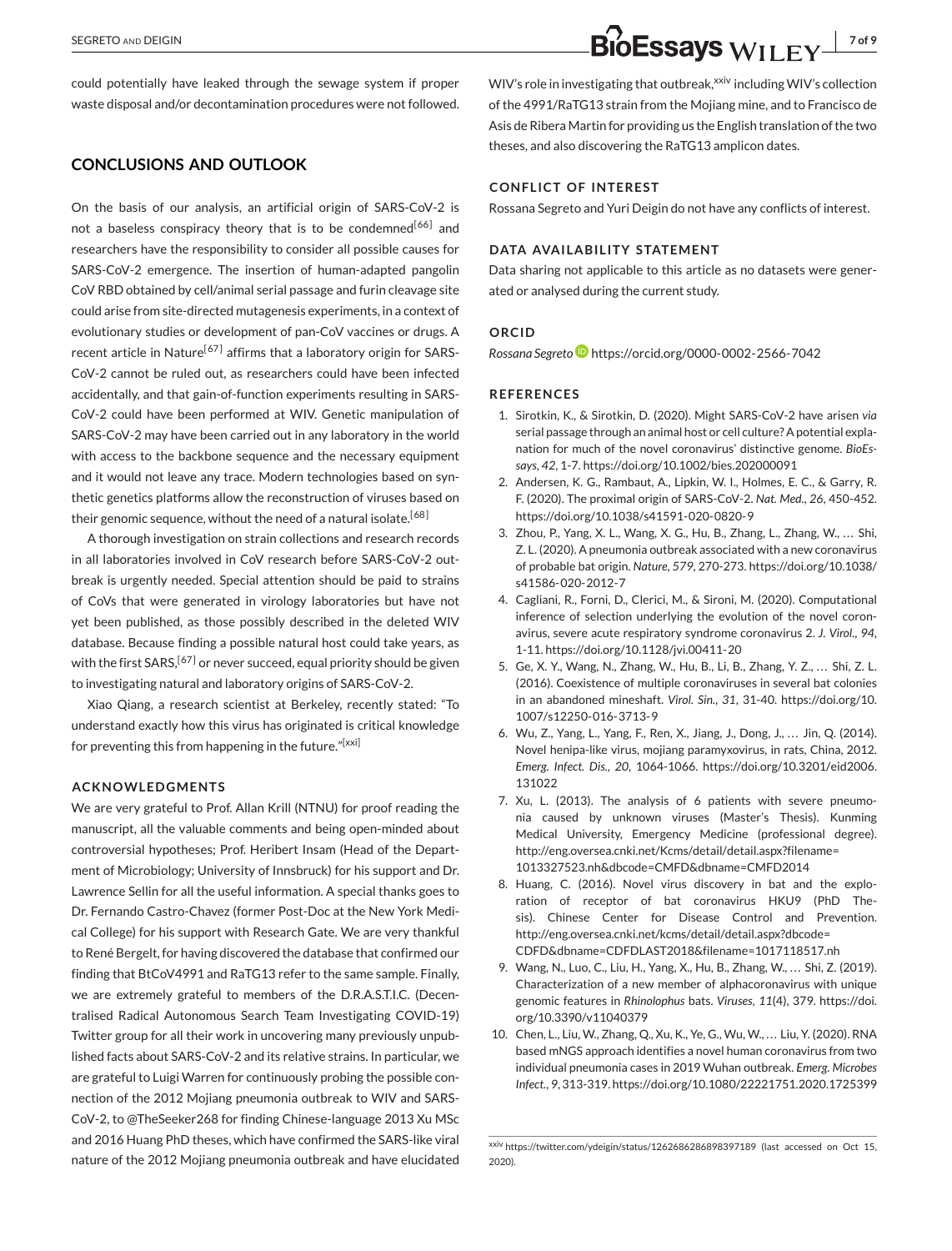could potentially have leaked through the sewage system if proper waste disposal and/or decontamination procedures were not followed.

## CONCLUSIONS AND OUTLOOK

On the basis of our analysis, an artificial origin of SARS-CoV-2 is not a baseless conspiracy theory that is to be condemned[66] and researchers have the responsibility to consider all possible causes for SARS-CoV-2 emergence. The insertion of human-adapted pangolin CoV RBD obtained by cell/animal serial passage and furin cleavage site could arise from site-directed mutagenesis experiments, in a context of evolutionary studies or development of pan-CoV vaccines or drugs. A recent article in Nature[67] affirms that a laboratory origin for SARS-CoV-2 cannot be ruled out, as researchers could have been infected accidentally, and that gain-of-function experiments resulting in SARS-CoV-2 could have been performed at WIV. Genetic manipulation of SARS-CoV-2 may have been carried out in any laboratory in the world with access to the backbone sequence and the necessary equipment and it would not leave any trace. Modern technologies based on synthetic genetics platforms allow the reconstruction of viruses based on their genomic sequence, without the need of a natural isolate.[68]

A thorough investigation on strain collections and research records in all laboratories involved in CoV research before SARS-CoV-2 outbreak is urgently needed. Special attention should be paid to strains of CoVs that were generated in virology laboratories but have not yet been published, as those possibly described in the deleted WIV database. Because finding a possible natural host could take years, as with the first SARS,[67] or never succeed, equal priority should be given to investigating natural and laboratory origins of SARS-CoV-2.

Xiao Qiang, a research scientist at Berkeley, recently stated: "To understand exactly how this virus has originated is critical knowledge for preventing this from happening in the future."[xxi]

### ACKNOWLEDGMENTS

We are very grateful to Prof. Allan Krill (NTNU) for proof reading the manuscript, all the valuable comments and being open-minded about controversial hypotheses; Prof. Heribert Insam (Head of the Department of Microbiology; University of Innsbruck) for his support and Dr. Lawrence Sellin for all the useful information. A special thanks goes to Dr. Fernando Castro-Chavez (former Post-Doc at the New York Medical College) for his support with Research Gate. We are very thankful to René Bergelt, for having discovered the database that confirmed our finding that BtCoV4991 and RaTG13 refer to the same sample. Finally, we are extremely grateful to members of the D.R.A.S.T.I.C. (Decentralised Radical Autonomous Search Team Investigating COVID-19) Twitter group for all their work in uncovering many previously unpublished facts about SARS-CoV-2 and its relative strains. In particular, we are grateful to Luigi Warren for continuously probing the possible connection of the 2012 Mojiang pneumonia outbreak to WIV and SARS-CoV-2, to @TheSeeker268 for finding Chinese-language 2013 Xu MSc and 2016 Huang PhD theses, which have confirmed the SARS-like viral nature of the 2012 Mojiang pneumonia outbreak and have elucidated WIV's role in investigating that outbreak,[xxiv] including WIV's collection of the 4991/RaTG13 strain from the Mojiang mine, and to Francisco de Asis de Ribera Martin for providing us the English translation of the two theses, and also discovering the RaTG13 amplicon dates.

### CONFLICT OF INTEREST

Rossana Segreto and Yuri Deigin do not have any conflicts of interest.

### DATA AVAILABILITY STATEMENT

Data sharing not applicable to this article as no datasets were generated or analysed during the current study.

### ORCID

*Rossana Segreto* https://orcid.org/0000-0002-2566-7042

### REFERENCES

1. Sirotkin, K., & Sirotkin, D. (2020). Might SARS-CoV-2 have arisen *via* serial passage through an animal host or cell culture? A potential explanation for much of the novel coronavirus' distinctive genome. *BioEssays*, *42*, 1-7. https://doi.org/10.1002/bies.202000091
2. Andersen, K. G., Rambaut, A., Lipkin, W. I., Holmes, E. C., & Garry, R. F. (2020). The proximal origin of SARS-CoV-2. *Nat. Med.*, *26*, 450-452. https://doi.org/10.1038/s41591-020-0820-9
3. Zhou, P., Yang, X. L., Wang, X. G., Hu, B., Zhang, L., Zhang, W., … Shi, Z. L. (2020). A pneumonia outbreak associated with a new coronavirus of probable bat origin. *Nature*, *579*, 270-273. https://doi.org/10.1038/s41586-020-2012-7
4. Cagliani, R., Forni, D., Clerici, M., & Sironi, M. (2020). Computational inference of selection underlying the evolution of the novel coronavirus, severe acute respiratory syndrome coronavirus 2. *J. Virol.*, *94*, 1-11. https://doi.org/10.1128/jvi.00411-20
5. Ge, X. Y., Wang, N., Zhang, W., Hu, B., Li, B., Zhang, Y. Z., … Shi, Z. L. (2016). Coexistence of multiple coronaviruses in several bat colonies in an abandoned mineshaft. *Virol. Sin.*, *31*, 31-40. https://doi.org/10.1007/s12250-016-3713-9
6. Wu, Z., Yang, L., Yang, F., Ren, X., Jiang, J., Dong, J., … Jin, Q. (2014). Novel henipa-like virus, mojiang paramyxovirus, in rats, China, 2012. *Emerg. Infect. Dis.*, *20*, 1064-1066. https://doi.org/10.3201/eid2006.131022
7. Xu, L. (2013). The analysis of 6 patients with severe pneumonia caused by unknown viruses (Master's Thesis). Kunming Medical University, Emergency Medicine (professional degree). http://eng.oversea.cnki.net/Kcms/detail/detail.aspx?filename=1013327523.nh&dbcode=CMFD&dbname=CMFD2014
8. Huang, C. (2016). Novel virus discovery in bat and the exploration of receptor of bat coronavirus HKU9 (PhD Thesis). Chinese Center for Disease Control and Prevention. http://eng.oversea.cnki.net/kcms/detail/detail.aspx?dbcode=CDFD&dbname=CDFDLAST2018&filename=1017118517.nh
9. Wang, N., Luo, C., Liu, H., Yang, X., Hu, B., Zhang, W., … Shi, Z. (2019). Characterization of a new member of alphacoronavirus with unique genomic features in *Rhinolophus* bats. *Viruses*, *11*(4), 379. https://doi.org/10.3390/v11040379
10. Chen, L., Liu, W., Zhang, Q., Xu, K., Ye, G., Wu, W., … Liu, Y. (2020). RNA based mNGS approach identifies a novel human coronavirus from two individual pneumonia cases in 2019 Wuhan outbreak. *Emerg. Microbes Infect.*, *9*, 313-319. https://doi.org/10.1080/22221751.2020.1725399

[xxiv] https://twitter.com/ydeigin/status/1262686286898397189 (last accessed on Oct 15, 2020).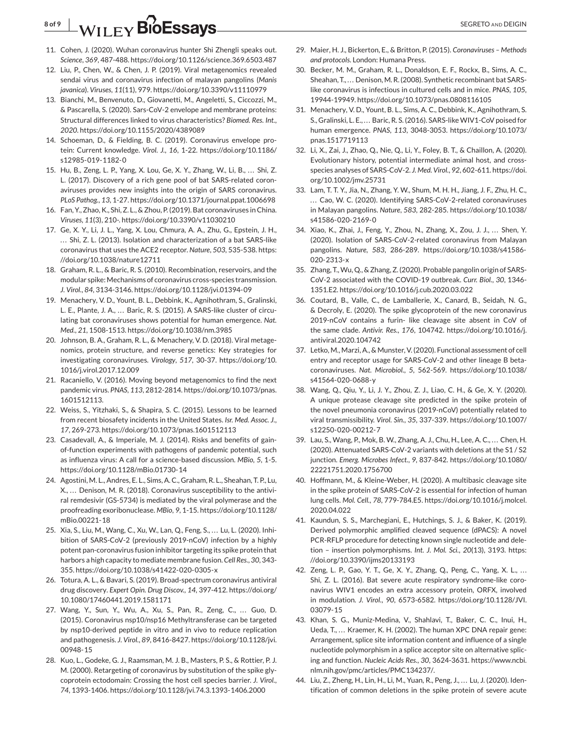11. Cohen, J. (2020). Wuhan coronavirus hunter Shi Zhengli speaks out. *Science*, *369*, 487-488. https://doi.org/10.1126/science.369.6503.487
12. Liu, P., Chen, W., & Chen, J. P. (2019). Viral metagenomics revealed sendai virus and coronavirus infection of malayan pangolins (*Manis javanica*). *Viruses*, *11*(11), 979. https://doi.org/10.3390/v11110979
13. Bianchi, M., Benvenuto, D., Giovanetti, M., Angeletti, S., Ciccozzi, M., & Pascarella, S. (2020). Sars-CoV-2 envelope and membrane proteins: Structural differences linked to virus characteristics? *Biomed. Res. Int.*, *2020*. https://doi.org/10.1155/2020/4389089
14. Schoeman, D., & Fielding, B. C. (2019). Coronavirus envelope protein: Current knowledge. *Virol. J.*, *16*, 1-22. https://doi.org/10.1186/s12985-019-1182-0
15. Hu, B., Zeng, L. P., Yang, X. Lou, Ge, X. Y., Zhang, W., Li, B., … Shi, Z. L. (2017). Discovery of a rich gene pool of bat SARS-related coronaviruses provides new insights into the origin of SARS coronavirus. *PLoS Pathog.*, *13*, 1-27. https://doi.org/10.1371/journal.ppat.1006698
16. Fan, Y., Zhao, K., Shi, Z. L., & Zhou, P. (2019). Bat coronaviruses in China. *Viruses*, *11*(3), 210-. https://doi.org/10.3390/v11030210
17. Ge, X. Y., Li, J. L., Yang, X. Lou, Chmura, A. A., Zhu, G., Epstein, J. H., … Shi, Z. L. (2013). Isolation and characterization of a bat SARS-like coronavirus that uses the ACE2 receptor. *Nature*, *503*, 535-538. https://doi.org/10.1038/nature12711
18. Graham, R. L., & Baric, R. S. (2010). Recombination, reservoirs, and the modular spike: Mechanisms of coronavirus cross-species transmission. *J. Virol.*, *84*, 3134-3146. https://doi.org/10.1128/jvi.01394-09
19. Menachery, V. D., Yount, B. L., Debbink, K., Agnihothram, S., Gralinski, L. E., Plante, J. A., … Baric, R. S. (2015). A SARS-like cluster of circulating bat coronaviruses shows potential for human emergence. *Nat. Med.*, *21*, 1508-1513. https://doi.org/10.1038/nm.3985
20. Johnson, B. A., Graham, R. L., & Menachery, V. D. (2018). Viral metagenomics, protein structure, and reverse genetics: Key strategies for investigating coronaviruses. *Virology*, *517*, 30-37. https://doi.org/10.1016/j.virol.2017.12.009
21. Racaniello, V. (2016). Moving beyond metagenomics to find the next pandemic virus. *PNAS*, *113*, 2812-2814. https://doi.org/10.1073/pnas.1601512113.
22. Weiss, S., Yitzhaki, S., & Shapira, S. C. (2015). Lessons to be learned from recent biosafety incidents in the United States. *Isr. Med. Assoc. J.*, *17*, 269-273. https://doi.org/10.1073/pnas.1601512113
23. Casadevall, A., & Imperiale, M. J. (2014). Risks and benefits of gain-of-function experiments with pathogens of pandemic potential, such as influenza virus: A call for a science-based discussion. *MBio*, *5*, 1-5. https://doi.org/10.1128/mBio.01730-14
24. Agostini, M. L., Andres, E. L., Sims, A. C., Graham, R. L., Sheahan, T. P., Lu, X., … Denison, M. R. (2018). Coronavirus susceptibility to the antiviral remdesivir (GS-5734) is mediated by the viral polymerase and the proofreading exoribonuclease. *MBio*, *9*, 1-15. https://doi.org/10.1128/mBio.00221-18
25. Xia, S., Liu, M., Wang, C., Xu, W., Lan, Q., Feng, S., … Lu, L. (2020). Inhibition of SARS-CoV-2 (previously 2019-nCoV) infection by a highly potent pan-coronavirus fusion inhibitor targeting its spike protein that harbors a high capacity to mediate membrane fusion. *Cell Res.*, *30*, 343-355. https://doi.org/10.1038/s41422-020-0305-x
26. Totura, A. L., & Bavari, S. (2019). Broad-spectrum coronavirus antiviral drug discovery. *Expert Opin. Drug Discov.*, *14*, 397-412. https://doi.org/10.1080/17460441.2019.1581171
27. Wang, Y., Sun, Y., Wu, A., Xu, S., Pan, R., Zeng, C., … Guo, D. (2015). Coronavirus nsp10/nsp16 Methyltransferase can be targeted by nsp10-derived peptide in vitro and in vivo to reduce replication and pathogenesis. *J. Virol.*, *89*, 8416-8427. https://doi.org/10.1128/jvi.00948-15
28. Kuo, L., Godeke, G. J., Raamsman, M. J. B., Masters, P. S., & Rottier, P. J. M. (2000). Retargeting of coronavirus by substitution of the spike glycoprotein ectodomain: Crossing the host cell species barrier. *J. Virol.*, *74*, 1393-1406. https://doi.org/10.1128/jvi.74.3.1393-1406.2000
29. Maier, H. J., Bickerton, E., & Britton, P. (2015). *Coronaviruses – Methods and protocols*. London: Humana Press.
30. Becker, M. M., Graham, R. L., Donaldson, E. F., Rockx, B., Sims, A. C., Sheahan, T., … Denison, M. R. (2008). Synthetic recombinant bat SARS-like coronavirus is infectious in cultured cells and in mice. *PNAS*, *105*, 19944-19949. https://doi.org/10.1073/pnas.0808116105
31. Menachery, V. D., Yount, B. L., Sims, A. C., Debbink, K., Agnihothram, S. S., Gralinski, L. E., … Baric, R. S. (2016). SARS-like WIV1-CoV poised for human emergence. *PNAS*, *113*, 3048-3053. https://doi.org/10.1073/pnas.1517719113
32. Li, X., Zai, J., Zhao, Q., Nie, Q., Li, Y., Foley, B. T., & Chaillon, A. (2020). Evolutionary history, potential intermediate animal host, and cross-species analyses of SARS-CoV-2. *J. Med. Virol.*, *92*, 602-611. https://doi.org/10.1002/jmv.25731
33. Lam, T. T. Y., Jia, N., Zhang, Y. W., Shum, M. H. H., Jiang, J. F., Zhu, H. C., … Cao, W. C. (2020). Identifying SARS-CoV-2-related coronaviruses in Malayan pangolins. *Nature*, *583*, 282-285. https://doi.org/10.1038/s41586-020-2169-0
34. Xiao, K., Zhai, J., Feng, Y., Zhou, N., Zhang, X., Zou, J. J., … Shen, Y. (2020). Isolation of SARS-CoV-2-related coronavirus from Malayan pangolins. *Nature*, *583*, 286-289. https://doi.org/10.1038/s41586-020-2313-x
35. Zhang, T., Wu, Q., & Zhang, Z. (2020). Probable pangolin origin of SARS-CoV-2 associated with the COVID-19 outbreak. *Curr. Biol.*, *30*, 1346-1351.E2. https://doi.org/10.1016/j.cub.2020.03.022
36. Coutard, B., Valle, C., de Lamballerie, X., Canard, B., Seidah, N. G., & Decroly, E. (2020). The spike glycoprotein of the new coronavirus 2019-nCoV contains a furin- like cleavage site absent in CoV of the same clade. *Antivir. Res.*, *176*, 104742. https://doi.org/10.1016/j.antiviral.2020.104742
37. Letko, M., Marzi, A., & Munster, V. (2020). Functional assessment of cell entry and receptor usage for SARS-CoV-2 and other lineage B betacoronaviruses. *Nat. Microbiol.*, *5*, 562-569. https://doi.org/10.1038/s41564-020-0688-y
38. Wang, Q., Qiu, Y., Li, J. Y., Zhou, Z. J., Liao, C. H., & Ge, X. Y. (2020). A unique protease cleavage site predicted in the spike protein of the novel pneumonia coronavirus (2019-nCoV) potentially related to viral transmissibility. *Virol. Sin.*, *35*, 337-339. https://doi.org/10.1007/s12250-020-00212-7
39. Lau, S., Wang, P., Mok, B. W., Zhang, A. J., Chu, H., Lee, A. C., … Chen, H. (2020). Attenuated SARS-CoV-2 variants with deletions at the S1 / S2 junction. *Emerg. Microbes Infect.*, *9*, 837-842. https://doi.org/10.1080/22221751.2020.1756700
40. Hoffmann, M., & Kleine-Weber, H. (2020). A multibasic cleavage site in the spike protein of SARS-CoV-2 is essential for infection of human lung cells. *Mol. Cell.*, *78*, 779-784.E5. https://doi.org/10.1016/j.molcel.2020.04.022
41. Kaundun, S. S., Marchegiani, E., Hutchings, S. J., & Baker, K. (2019). Derived polymorphic amplified cleaved sequence (dPACS): A novel PCR-RFLP procedure for detecting known single nucleotide and deletion – insertion polymorphisms. *Int. J. Mol. Sci.*, *20*(13), 3193. https://doi.org/10.3390/ijms20133193
42. Zeng, L. P., Gao, Y. T., Ge, X. Y., Zhang, Q., Peng, C., Yang, X. L., … Shi, Z. L. (2016). Bat severe acute respiratory syndrome-like coronavirus WIV1 encodes an extra accessory protein, ORFX, involved in modulation. *J. Virol.*, *90*, 6573-6582. https://doi.org/10.1128/JVI.03079-15
43. Khan, S. G., Muniz-Medina, V., Shahlavi, T., Baker, C. C., Inui, H., Ueda, T., … Kraemer, K. H. (2002). The human XPC DNA repair gene: Arrangement, splice site information content and influence of a single nucleotide polymorphism in a splice acceptor site on alternative splicing and function. *Nucleic Acids Res.*, *30*, 3624-3631. https://www.ncbi.nlm.nih.gov/pmc/articles/PMC134237/.
44. Liu, Z., Zheng, H., Lin, H., Li, M., Yuan, R., Peng, J., … Lu, J. (2020). Identification of common deletions in the spike protein of severe acute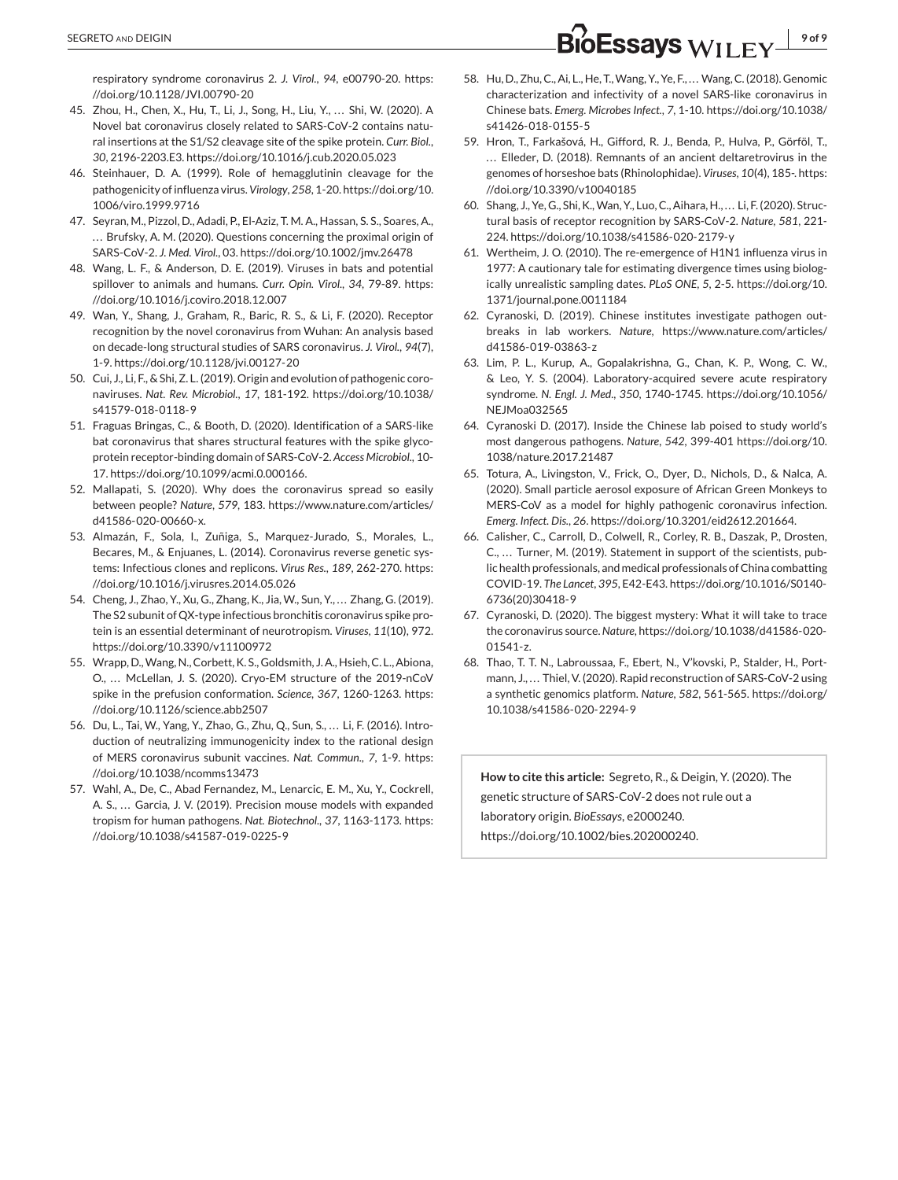respiratory syndrome coronavirus 2. *J. Virol.*, *94*, e00790-20. https://doi.org/10.1128/JVI.00790-20

45. Zhou, H., Chen, X., Hu, T., Li, J., Song, H., Liu, Y., … Shi, W. (2020). A Novel bat coronavirus closely related to SARS-CoV-2 contains natural insertions at the S1/S2 cleavage site of the spike protein. *Curr. Biol.*, *30*, 2196-2203.E3. https://doi.org/10.1016/j.cub.2020.05.023
46. Steinhauer, D. A. (1999). Role of hemagglutinin cleavage for the pathogenicity of influenza virus. *Virology*, *258*, 1-20. https://doi.org/10.1006/viro.1999.9716
47. Seyran, M., Pizzol, D., Adadi, P., El-Aziz, T. M. A., Hassan, S. S., Soares, A., … Brufsky, A. M. (2020). Questions concerning the proximal origin of SARS-CoV-2. *J. Med. Virol.*, 03. https://doi.org/10.1002/jmv.26478
48. Wang, L. F., & Anderson, D. E. (2019). Viruses in bats and potential spillover to animals and humans. *Curr. Opin. Virol.*, *34*, 79-89. https://doi.org/10.1016/j.coviro.2018.12.007
49. Wan, Y., Shang, J., Graham, R., Baric, R. S., & Li, F. (2020). Receptor recognition by the novel coronavirus from Wuhan: An analysis based on decade-long structural studies of SARS coronavirus. *J. Virol.*, *94*(7), 1-9. https://doi.org/10.1128/jvi.00127-20
50. Cui, J., Li, F., & Shi, Z. L. (2019). Origin and evolution of pathogenic coronaviruses. *Nat. Rev. Microbiol.*, *17*, 181-192. https://doi.org/10.1038/s41579-018-0118-9
51. Fraguas Bringas, C., & Booth, D. (2020). Identification of a SARS-like bat coronavirus that shares structural features with the spike glycoprotein receptor-binding domain of SARS-CoV-2. *Access Microbiol.*, 10-17. https://doi.org/10.1099/acmi.0.000166.
52. Mallapati, S. (2020). Why does the coronavirus spread so easily between people? *Nature*, *579*, 183. https://www.nature.com/articles/d41586-020-00660-x.
53. Almazán, F., Sola, I., Zuñiga, S., Marquez-Jurado, S., Morales, L., Becares, M., & Enjuanes, L. (2014). Coronavirus reverse genetic systems: Infectious clones and replicons. *Virus Res.*, *189*, 262-270. https://doi.org/10.1016/j.virusres.2014.05.026
54. Cheng, J., Zhao, Y., Xu, G., Zhang, K., Jia, W., Sun, Y., … Zhang, G. (2019). The S2 subunit of QX-type infectious bronchitis coronavirus spike protein is an essential determinant of neurotropism. *Viruses*, *11*(10), 972. https://doi.org/10.3390/v11100972
55. Wrapp, D., Wang, N., Corbett, K. S., Goldsmith, J. A., Hsieh, C. L., Abiona, O., … McLellan, J. S. (2020). Cryo-EM structure of the 2019-nCoV spike in the prefusion conformation. *Science*, *367*, 1260-1263. https://doi.org/10.1126/science.abb2507
56. Du, L., Tai, W., Yang, Y., Zhao, G., Zhu, Q., Sun, S., … Li, F. (2016). Introduction of neutralizing immunogenicity index to the rational design of MERS coronavirus subunit vaccines. *Nat. Commun.*, *7*, 1-9. https://doi.org/10.1038/ncomms13473
57. Wahl, A., De, C., Abad Fernandez, M., Lenarcic, E. M., Xu, Y., Cockrell, A. S., … Garcia, J. V. (2019). Precision mouse models with expanded tropism for human pathogens. *Nat. Biotechnol.*, *37*, 1163-1173. https://doi.org/10.1038/s41587-019-0225-9
58. Hu, D., Zhu, C., Ai, L., He, T., Wang, Y., Ye, F., … Wang, C. (2018). Genomic characterization and infectivity of a novel SARS-like coronavirus in Chinese bats. *Emerg. Microbes Infect.*, *7*, 1-10. https://doi.org/10.1038/s41426-018-0155-5
59. Hron, T., Farkašová, H., Gifford, R. J., Benda, P., Hulva, P., Görföl, T., … Elleder, D. (2018). Remnants of an ancient deltaretrovirus in the genomes of horseshoe bats (Rhinolophidae). *Viruses*, *10*(4), 185-. https://doi.org/10.3390/v10040185
60. Shang, J., Ye, G., Shi, K., Wan, Y., Luo, C., Aihara, H., … Li, F. (2020). Structural basis of receptor recognition by SARS-CoV-2. *Nature*, *581*, 221-224. https://doi.org/10.1038/s41586-020-2179-y
61. Wertheim, J. O. (2010). The re-emergence of H1N1 influenza virus in 1977: A cautionary tale for estimating divergence times using biologically unrealistic sampling dates. *PLoS ONE*, *5*, 2-5. https://doi.org/10.1371/journal.pone.0011184
62. Cyranoski, D. (2019). Chinese institutes investigate pathogen outbreaks in lab workers. *Nature*, https://www.nature.com/articles/d41586-019-03863-z
63. Lim, P. L., Kurup, A., Gopalakrishna, G., Chan, K. P., Wong, C. W., & Leo, Y. S. (2004). Laboratory-acquired severe acute respiratory syndrome. *N. Engl. J. Med.*, *350*, 1740-1745. https://doi.org/10.1056/NEJMoa032565
64. Cyranoski D. (2017). Inside the Chinese lab poised to study world's most dangerous pathogens. *Nature*, *542*, 399-401 https://doi.org/10.1038/nature.2017.21487
65. Totura, A., Livingston, V., Frick, O., Dyer, D., Nichols, D., & Nalca, A. (2020). Small particle aerosol exposure of African Green Monkeys to MERS-CoV as a model for highly pathogenic coronavirus infection. *Emerg. Infect. Dis.*, *26*. https://doi.org/10.3201/eid2612.201664.
66. Calisher, C., Carroll, D., Colwell, R., Corley, R. B., Daszak, P., Drosten, C., … Turner, M. (2019). Statement in support of the scientists, public health professionals, and medical professionals of China combatting COVID-19. *The Lancet*, *395*, E42-E43. https://doi.org/10.1016/S0140-6736(20)30418-9
67. Cyranoski, D. (2020). The biggest mystery: What it will take to trace the coronavirus source. *Nature*, https://doi.org/10.1038/d41586-020-01541-z.
68. Thao, T. T. N., Labroussaa, F., Ebert, N., V'kovski, P., Stalder, H., Portmann, J., … Thiel, V. (2020). Rapid reconstruction of SARS-CoV-2 using a synthetic genomics platform. *Nature*, *582*, 561-565. https://doi.org/10.1038/s41586-020-2294-9

**How to cite this article:** Segreto, R., & Deigin, Y. (2020). The genetic structure of SARS-CoV-2 does not rule out a laboratory origin. *BioEssays*, e2000240. https://doi.org/10.1002/bies.202000240.